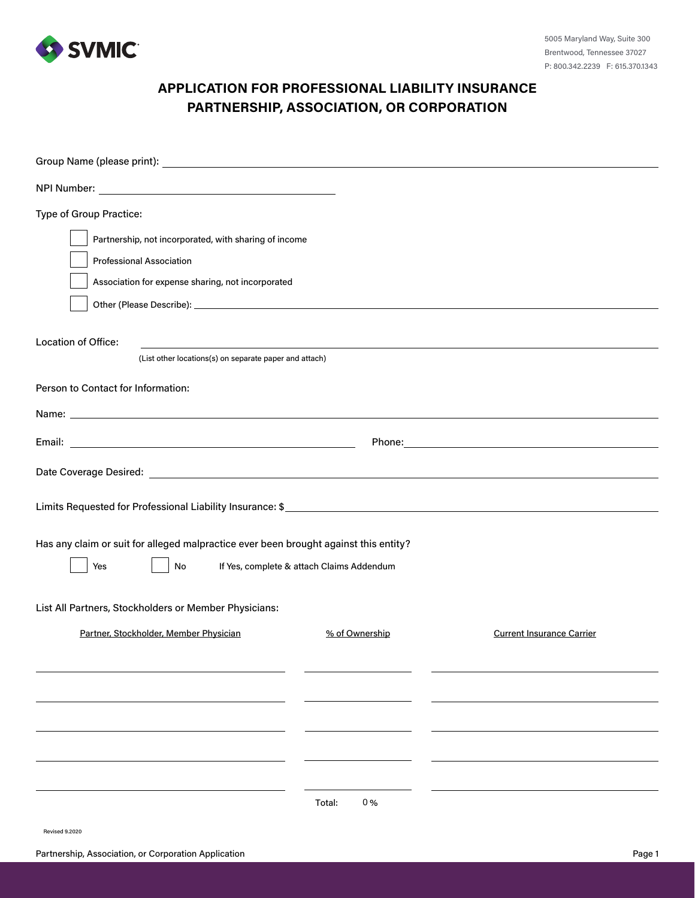SVMIC

5005 Maryland Way, Suite 300
Brentwood, Tennessee 37027
P: 800.342.2239 F: 615.370.1343

# APPLICATION FOR PROFESSIONAL LIABILITY INSURANCE
# PARTNERSHIP, ASSOCIATION, OR CORPORATION

Group Name (please print): ______________________________

NPI Number: ______________________________

Type of Group Practice:

- ☐ Partnership, not incorporated, with sharing of income
- ☐ Professional Association
- ☐ Association for expense sharing, not incorporated
- ☐ Other (Please Describe): ______________________________

Location of Office: ______________________________
(List other locations(s) on separate paper and attach)

Person to Contact for Information:

Name: ______________________________

Email: ______________________________ Phone: ______________________________

Date Coverage Desired: ______________________________

Limits Requested for Professional Liability Insurance: $ ______________________________

Has any claim or suit for alleged malpractice ever been brought against this entity?

☐ Yes ☐ No If Yes, complete & attach Claims Addendum

List All Partners, Stockholders or Member Physicians:

| Partner, Stockholder, Member Physician | % of Ownership | Current Insurance Carrier |
|---|---|---|
| | | |
| | | |
| | | |
| | | |
| | | |
| | Total: 0 % | |

Revised 9.2020

Partnership, Association, or Corporation Application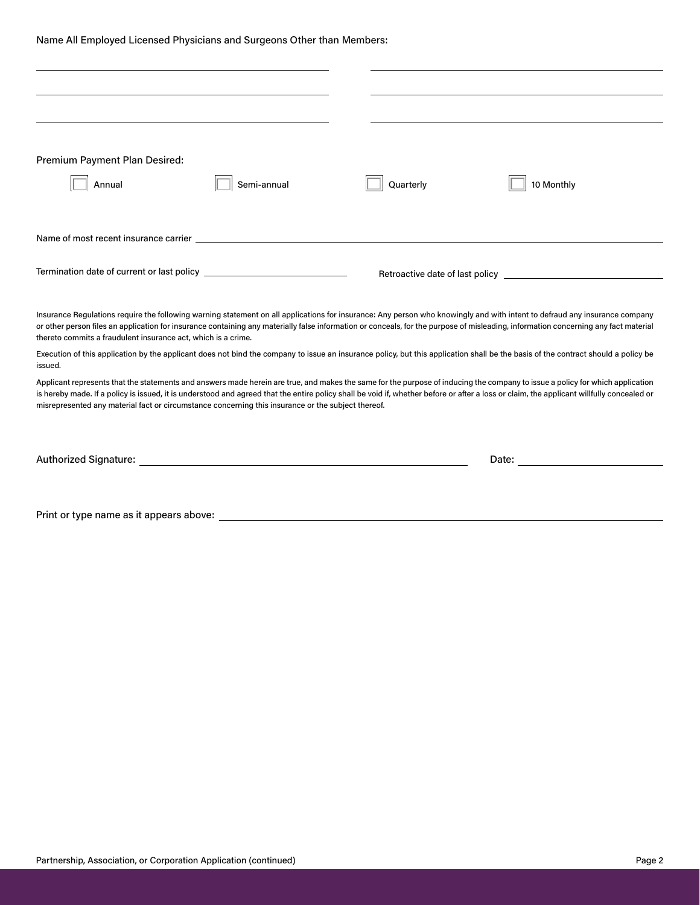Name All Employed Licensed Physicians and Surgeons Other than Members:

| | |
|---|---|
| _______________________ | _______________________ |
| _______________________ | _______________________ |
| _______________________ | _______________________ |

Premium Payment Plan Desired:

☐ Annual ☐ Semi-annual ☐ Quarterly ☐ 10 Monthly

Name of most recent insurance carrier ___________________________________________

Termination date of current or last policy ______________________ Retroactive date of last policy ______________________

Insurance Regulations require the following warning statement on all applications for insurance: Any person who knowingly and with intent to defraud any insurance company or other person files an application for insurance containing any materially false information or conceals, for the purpose of misleading, information concerning any fact material thereto commits a fraudulent insurance act, which is a crime.

Execution of this application by the applicant does not bind the company to issue an insurance policy, but this application shall be the basis of the contract should a policy be issued.

Applicant represents that the statements and answers made herein are true, and makes the same for the purpose of inducing the company to issue a policy for which application is hereby made. If a policy is issued, it is understood and agreed that the entire policy shall be void if, whether before or after a loss or claim, the applicant willfully concealed or misrepresented any material fact or circumstance concerning this insurance or the subject thereof.

Authorized Signature: ___________________________________________ Date: ______________________

Print or type name as it appears above: ___________________________________________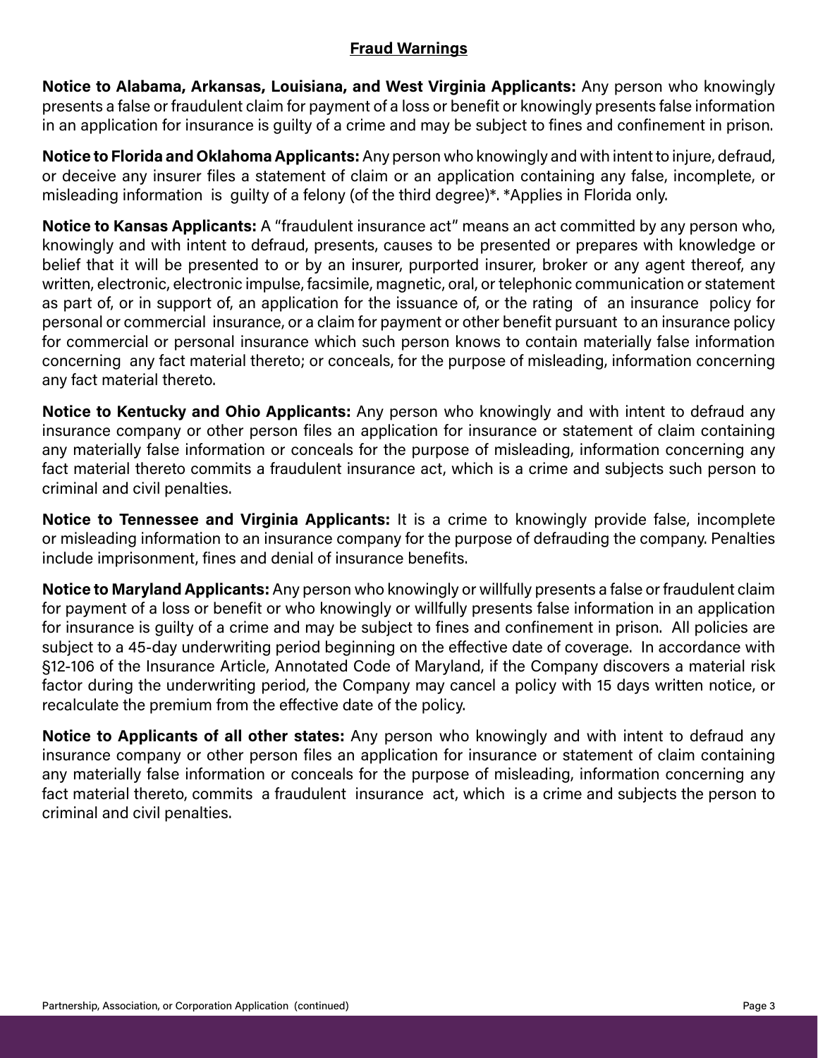## Fraud Warnings

**Notice to Alabama, Arkansas, Louisiana, and West Virginia Applicants:** Any person who knowingly presents a false or fraudulent claim for payment of a loss or benefit or knowingly presents false information in an application for insurance is guilty of a crime and may be subject to fines and confinement in prison.

**Notice to Florida and Oklahoma Applicants:** Any person who knowingly and with intent to injure, defraud, or deceive any insurer files a statement of claim or an application containing any false, incomplete, or misleading information is guilty of a felony (of the third degree)*. *Applies in Florida only.

**Notice to Kansas Applicants:** A "fraudulent insurance act" means an act committed by any person who, knowingly and with intent to defraud, presents, causes to be presented or prepares with knowledge or belief that it will be presented to or by an insurer, purported insurer, broker or any agent thereof, any written, electronic, electronic impulse, facsimile, magnetic, oral, or telephonic communication or statement as part of, or in support of, an application for the issuance of, or the rating of an insurance policy for personal or commercial insurance, or a claim for payment or other benefit pursuant to an insurance policy for commercial or personal insurance which such person knows to contain materially false information concerning any fact material thereto; or conceals, for the purpose of misleading, information concerning any fact material thereto.

**Notice to Kentucky and Ohio Applicants:** Any person who knowingly and with intent to defraud any insurance company or other person files an application for insurance or statement of claim containing any materially false information or conceals for the purpose of misleading, information concerning any fact material thereto commits a fraudulent insurance act, which is a crime and subjects such person to criminal and civil penalties.

**Notice to Tennessee and Virginia Applicants:** It is a crime to knowingly provide false, incomplete or misleading information to an insurance company for the purpose of defrauding the company. Penalties include imprisonment, fines and denial of insurance benefits.

**Notice to Maryland Applicants:** Any person who knowingly or willfully presents a false or fraudulent claim for payment of a loss or benefit or who knowingly or willfully presents false information in an application for insurance is guilty of a crime and may be subject to fines and confinement in prison. All policies are subject to a 45-day underwriting period beginning on the effective date of coverage. In accordance with §12-106 of the Insurance Article, Annotated Code of Maryland, if the Company discovers a material risk factor during the underwriting period, the Company may cancel a policy with 15 days written notice, or recalculate the premium from the effective date of the policy.

**Notice to Applicants of all other states:** Any person who knowingly and with intent to defraud any insurance company or other person files an application for insurance or statement of claim containing any materially false information or conceals for the purpose of misleading, information concerning any fact material thereto, commits a fraudulent insurance act, which is a crime and subjects the person to criminal and civil penalties.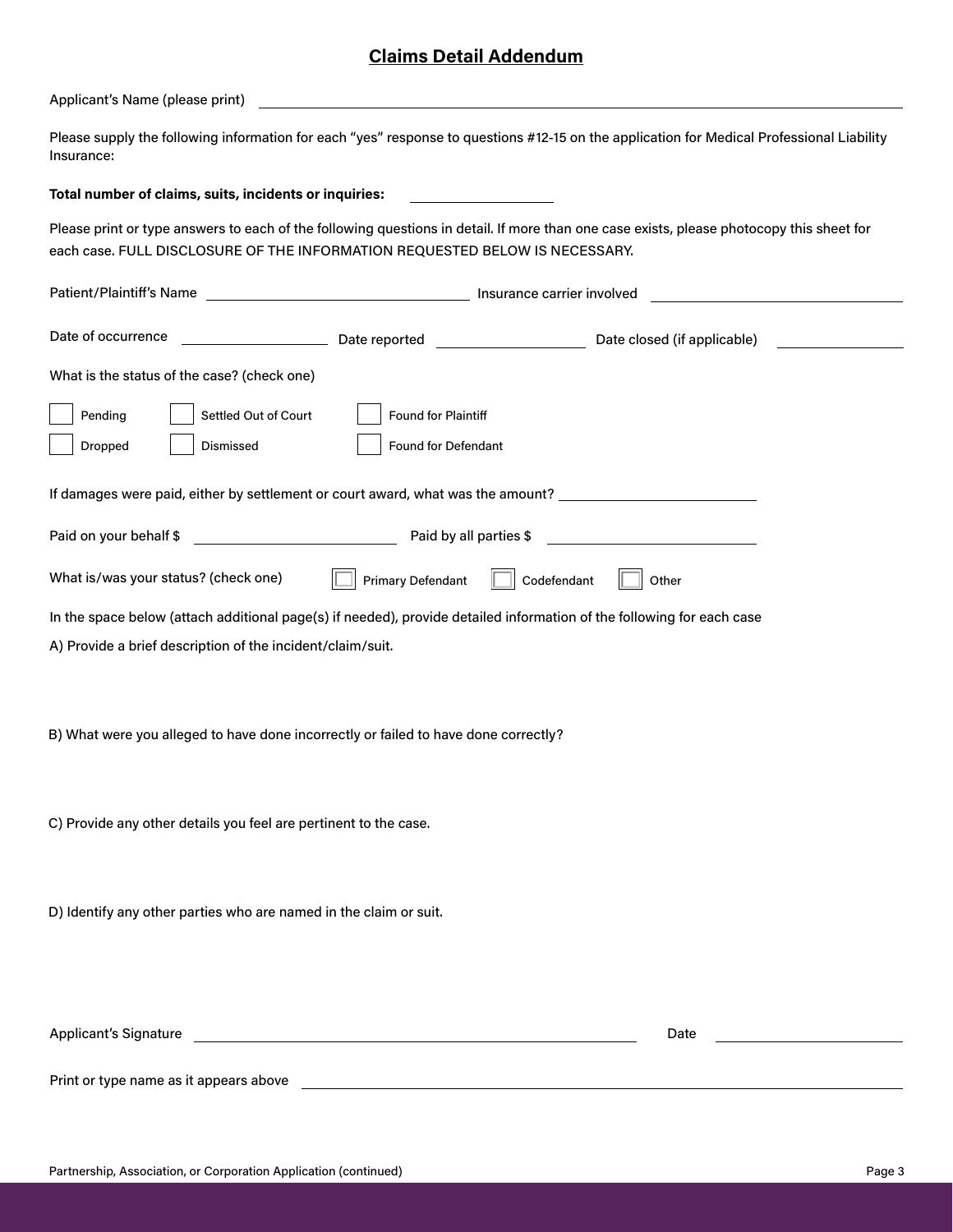# Claims Detail Addendum

Applicant's Name (please print) ____________________________________________

Please supply the following information for each "yes" response to questions #12-15 on the application for Medical Professional Liability Insurance:

**Total number of claims, suits, incidents or inquiries:** ______________

Please print or type answers to each of the following questions in detail. If more than one case exists, please photocopy this sheet for each case. FULL DISCLOSURE OF THE INFORMATION REQUESTED BELOW IS NECESSARY.

Patient/Plaintiff's Name ______________________ Insurance carrier involved ______________________

Date of occurrence ______________ Date reported ______________ Date closed (if applicable) ______________

What is the status of the case? (check one)

- ☐ Pending
- ☐ Settled Out of Court
- ☐ Found for Plaintiff
- ☐ Dropped
- ☐ Dismissed
- ☐ Found for Defendant

If damages were paid, either by settlement or court award, what was the amount? ______________________

Paid on your behalf $ ______________________ Paid by all parties $ ______________________

What is/was your status? (check one) ☐ Primary Defendant ☐ Codefendant ☐ Other

In the space below (attach additional page(s) if needed), provide detailed information of the following for each case

A) Provide a brief description of the incident/claim/suit.

B) What were you alleged to have done incorrectly or failed to have done correctly?

C) Provide any other details you feel are pertinent to the case.

D) Identify any other parties who are named in the claim or suit.

Applicant's Signature ____________________________________________ Date ______________

Print or type name as it appears above ____________________________________________

Partnership, Association, or Corporation Application (continued)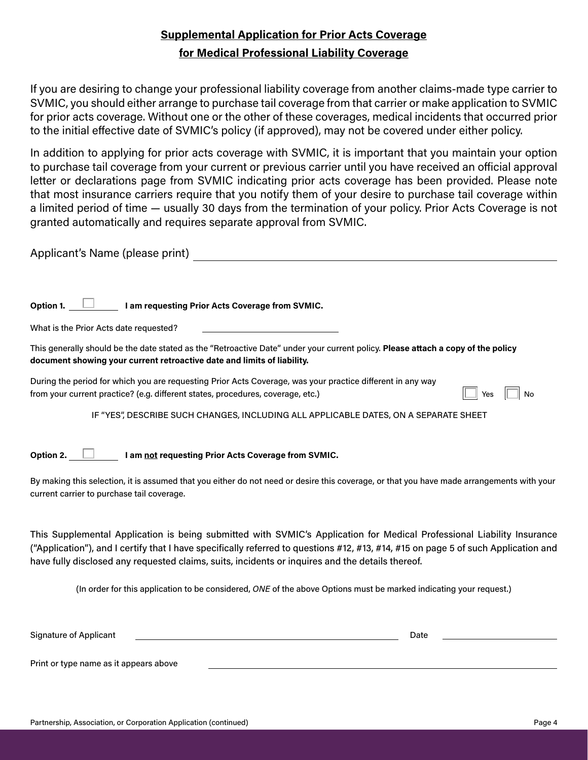## **Supplemental Application for Prior Acts Coverage**
## **for Medical Professional Liability Coverage**

If you are desiring to change your professional liability coverage from another claims-made type carrier to SVMIC, you should either arrange to purchase tail coverage from that carrier or make application to SVMIC for prior acts coverage. Without one or the other of these coverages, medical incidents that occurred prior to the initial effective date of SVMIC's policy (if approved), may not be covered under either policy.

In addition to applying for prior acts coverage with SVMIC, it is important that you maintain your option to purchase tail coverage from your current or previous carrier until you have received an official approval letter or declarations page from SVMIC indicating prior acts coverage has been provided. Please note that most insurance carriers require that you notify them of your desire to purchase tail coverage within a limited period of time — usually 30 days from the termination of your policy. Prior Acts Coverage is not granted automatically and requires separate approval from SVMIC.

Applicant's Name (please print) ______________________________

**Option 1.** ☐ **I am requesting Prior Acts Coverage from SVMIC.**

What is the Prior Acts date requested? ______________________

This generally should be the date stated as the "Retroactive Date" under your current policy. **Please attach a copy of the policy document showing your current retroactive date and limits of liability.**

During the period for which you are requesting Prior Acts Coverage, was your practice different in any way from your current practice? (e.g. different states, procedures, coverage, etc.) ☐ Yes ☐ No

IF "YES", DESCRIBE SUCH CHANGES, INCLUDING ALL APPLICABLE DATES, ON A SEPARATE SHEET

**Option 2.** ☐ **I am not requesting Prior Acts Coverage from SVMIC.**

By making this selection, it is assumed that you either do not need or desire this coverage, or that you have made arrangements with your current carrier to purchase tail coverage.

This Supplemental Application is being submitted with SVMIC's Application for Medical Professional Liability Insurance ("Application"), and I certify that I have specifically referred to questions #12, #13, #14, #15 on page 5 of such Application and have fully disclosed any requested claims, suits, incidents or inquires and the details thereof.

(In order for this application to be considered, *ONE* of the above Options must be marked indicating your request.)

Signature of Applicant ______________________________ Date ______________

Print or type name as it appears above ______________________________

Partnership, Association, or Corporation Application (continued)